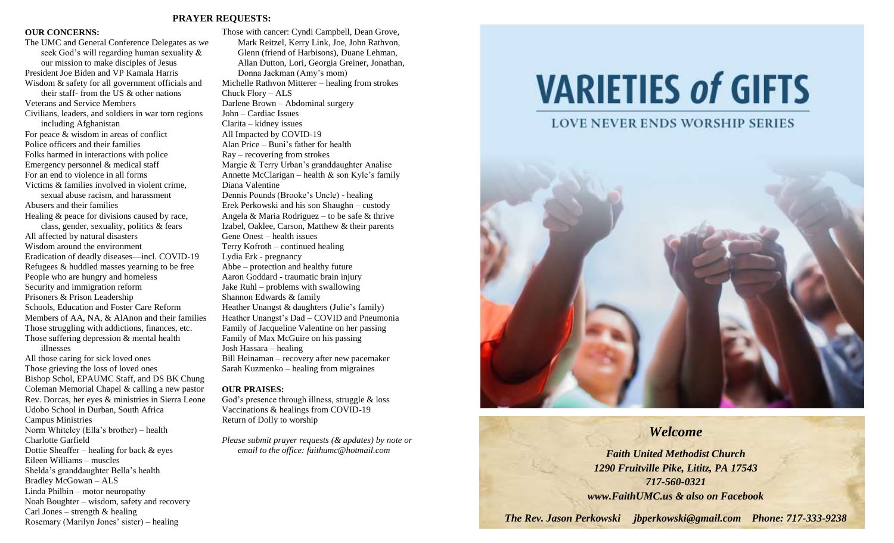## PRAYER REQUESTS:

**OUR CONCERNS:**

The UMC and General Conference Delegates as we seek God's will regarding human sexuality & our mission to make disciples of Jesus
President Joe Biden and VP Kamala Harris
Wisdom & safety for all government officials and their staff- from the US & other nations
Veterans and Service Members
Civilians, leaders, and soldiers in war torn regions including Afghanistan
For peace & wisdom in areas of conflict
Police officers and their families
Folks harmed in interactions with police
Emergency personnel & medical staff
For an end to violence in all forms
Victims & families involved in violent crime, sexual abuse racism, and harassment
Abusers and their families
Healing & peace for divisions caused by race, class, gender, sexuality, politics & fears
All affected by natural disasters
Wisdom around the environment
Eradication of deadly diseases—incl. COVID-19
Refugees & huddled masses yearning to be free
People who are hungry and homeless
Security and immigration reform
Prisoners & Prison Leadership
Schools, Education and Foster Care Reform
Members of AA, NA, & AlAnon and their families
Those struggling with addictions, finances, etc.
Those suffering depression & mental health illnesses
All those caring for sick loved ones
Those grieving the loss of loved ones
Bishop Schol, EPAUMC Staff, and DS BK Chung
Coleman Memorial Chapel & calling a new pastor
Rev. Dorcas, her eyes & ministries in Sierra Leone
Udobo School in Durban, South Africa
Campus Ministries
Norm Whiteley (Ella's brother) – health
Charlotte Garfield
Dottie Sheaffer – healing for back & eyes
Eileen Williams – muscles
Shelda's granddaughter Bella's health
Bradley McGowan – ALS
Linda Philbin – motor neuropathy
Noah Boughter – wisdom, safety and recovery
Carl Jones – strength & healing
Rosemary (Marilyn Jones' sister) – healing
Those with cancer: Cyndi Campbell, Dean Grove, Mark Reitzel, Kerry Link, Joe, John Rathvon, Glenn (friend of Harbisons), Duane Lehman, Allan Dutton, Lori, Georgia Greiner, Jonathan, Donna Jackman (Amy's mom)
Michelle Rathvon Mitterer – healing from strokes
Chuck Flory – ALS
Darlene Brown – Abdominal surgery
John – Cardiac Issues
Clarita – kidney issues
All Impacted by COVID-19
Alan Price – Buni's father for health
Ray – recovering from strokes
Margie & Terry Urban's granddaughter Analise
Annette McClarigan – health & son Kyle's family
Diana Valentine
Dennis Pounds (Brooke's Uncle) - healing
Erek Perkowski and his son Shaughn – custody
Angela & Maria Rodriguez – to be safe & thrive
Izabel, Oaklee, Carson, Matthew & their parents
Gene Onest – health issues
Terry Kofroth – continued healing
Lydia Erk - pregnancy
Abbe – protection and healthy future
Aaron Goddard - traumatic brain injury
Jake Ruhl – problems with swallowing
Shannon Edwards & family
Heather Unangst & daughters (Julie's family)
Heather Unangst's Dad – COVID and Pneumonia
Family of Jacqueline Valentine on her passing
Family of Max McGuire on his passing
Josh Hassara – healing
Bill Heinaman – recovery after new pacemaker
Sarah Kuzmenko – healing from migraines

**OUR PRAISES:**

God's presence through illness, struggle & loss
Vaccinations & healings from COVID-19
Return of Dolly to worship

*Please submit prayer requests (& updates) by note or email to the office: faithumc@hotmail.com*

# VARIETIES *of* GIFTS

## LOVE NEVER ENDS WORSHIP SERIES

## *Welcome*

***Faith United Methodist Church***
***1290 Fruitville Pike, Lititz, PA 17543***
***717-560-0321***
***www.FaithUMC.us & also on Facebook***

***The Rev. Jason Perkowski jbperkowski@gmail.com Phone: 717-333-9238***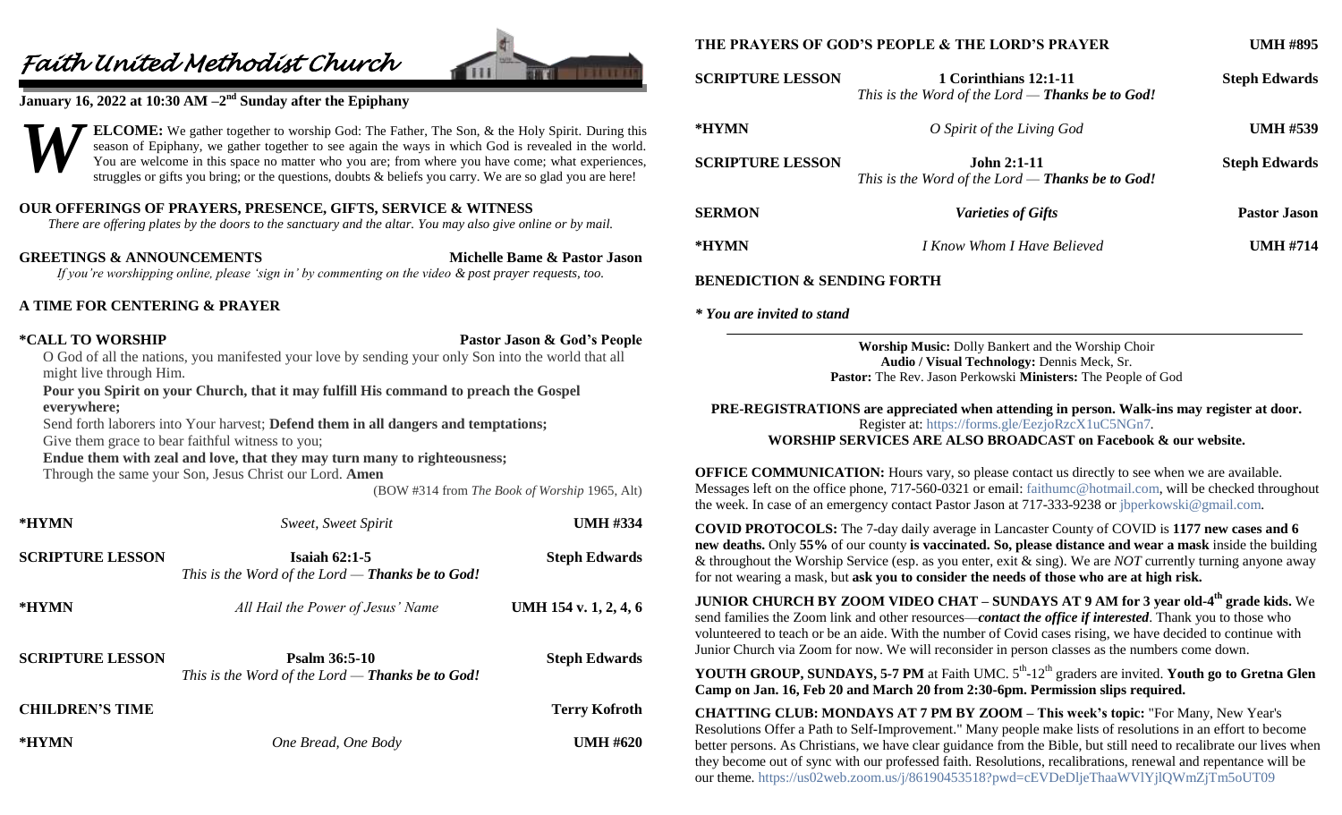# *Faith United Methodist Church*

**January 16, 2022 at 10:30 AM –2nd Sunday after the Epiphany**

**WELCOME:** We gather together to worship God: The Father, The Son, & the Holy Spirit. During this season of Epiphany, we gather together to see again the ways in which God is revealed in the world. You are welcome in this space no matter who you are; from where you have come; what experiences, struggles or gifts you bring; or the questions, doubts & beliefs you carry. We are so glad you are here!

**OUR OFFERINGS OF PRAYERS, PRESENCE, GIFTS, SERVICE & WITNESS**

*There are offering plates by the doors to the sanctuary and the altar. You may also give online or by mail.*

**GREETINGS & ANNOUNCEMENTS** — **Michelle Bame & Pastor Jason**

*If you're worshipping online, please 'sign in' by commenting on the video & post prayer requests, too.*

**A TIME FOR CENTERING & PRAYER**

**\*CALL TO WORSHIP** — **Pastor Jason & God's People**

O God of all the nations, you manifested your love by sending your only Son into the world that all might live through Him.
**Pour you Spirit on your Church, that it may fulfill His command to preach the Gospel everywhere;**
Send forth laborers into Your harvest; **Defend them in all dangers and temptations;**
Give them grace to bear faithful witness to you;
**Endue them with zeal and love, that they may turn many to righteousness;**
Through the same your Son, Jesus Christ our Lord. **Amen**

(BOW #314 from *The Book of Worship* 1965, Alt)

**\*HYMN** — *Sweet, Sweet Spirit* — **UMH #334**

**SCRIPTURE LESSON** — **Isaiah 62:1-5** — **Steph Edwards**
*This is the Word of the Lord — **Thanks be to God!***

**\*HYMN** — *All Hail the Power of Jesus' Name* — **UMH 154 v. 1, 2, 4, 6**

**SCRIPTURE LESSON** — **Psalm 36:5-10** — **Steph Edwards**
*This is the Word of the Lord — **Thanks be to God!***

**CHILDREN'S TIME** — **Terry Kofroth**

**\*HYMN** — *One Bread, One Body* — **UMH #620**

**THE PRAYERS OF GOD'S PEOPLE & THE LORD'S PRAYER** — **UMH #895**

**SCRIPTURE LESSON** — **1 Corinthians 12:1-11** — **Steph Edwards**
*This is the Word of the Lord — **Thanks be to God!***

**\*HYMN** — *O Spirit of the Living God* — **UMH #539**

**SCRIPTURE LESSON** — **John 2:1-11** — **Steph Edwards**
*This is the Word of the Lord — **Thanks be to God!***

**SERMON** — ***Varieties of Gifts*** — **Pastor Jason**

**\*HYMN** — *I Know Whom I Have Believed* — **UMH #714**

**BENEDICTION & SENDING FORTH**

***\* You are invited to stand***

---

**Worship Music:** Dolly Bankert and the Worship Choir
**Audio / Visual Technology:** Dennis Meck, Sr.
**Pastor:** The Rev. Jason Perkowski **Ministers:** The People of God

**PRE-REGISTRATIONS are appreciated when attending in person. Walk-ins may register at door.**
Register at: https://forms.gle/EezjoRzcX1uC5NGn7.
**WORSHIP SERVICES ARE ALSO BROADCAST on Facebook & our website.**

**OFFICE COMMUNICATION:** Hours vary, so please contact us directly to see when we are available. Messages left on the office phone, 717-560-0321 or email: faithumc@hotmail.com, will be checked throughout the week. In case of an emergency contact Pastor Jason at 717-333-9238 or jbperkowski@gmail.com.

**COVID PROTOCOLS:** The 7-day daily average in Lancaster County of COVID is **1177 new cases and 6 new deaths.** Only **55%** of our county **is vaccinated. So, please distance and wear a mask** inside the building & throughout the Worship Service (esp. as you enter, exit & sing). We are *NOT* currently turning anyone away for not wearing a mask, but **ask you to consider the needs of those who are at high risk.**

**JUNIOR CHURCH BY ZOOM VIDEO CHAT – SUNDAYS AT 9 AM for 3 year old-4th grade kids.** We send families the Zoom link and other resources—***contact the office if interested***. Thank you to those who volunteered to teach or be an aide. With the number of Covid cases rising, we have decided to continue with Junior Church via Zoom for now. We will reconsider in person classes as the numbers come down.

**YOUTH GROUP, SUNDAYS, 5-7 PM** at Faith UMC. 5th-12th graders are invited. **Youth go to Gretna Glen Camp on Jan. 16, Feb 20 and March 20 from 2:30-6pm. Permission slips required.**

**CHATTING CLUB: MONDAYS AT 7 PM BY ZOOM – This week's topic:** "For Many, New Year's Resolutions Offer a Path to Self-Improvement." Many people make lists of resolutions in an effort to become better persons. As Christians, we have clear guidance from the Bible, but still need to recalibrate our lives when they become out of sync with our professed faith. Resolutions, recalibrations, renewal and repentance will be our theme. https://us02web.zoom.us/j/86190453518?pwd=cEVDeDljeThaaWVlYjlQWmZjTm5oUT09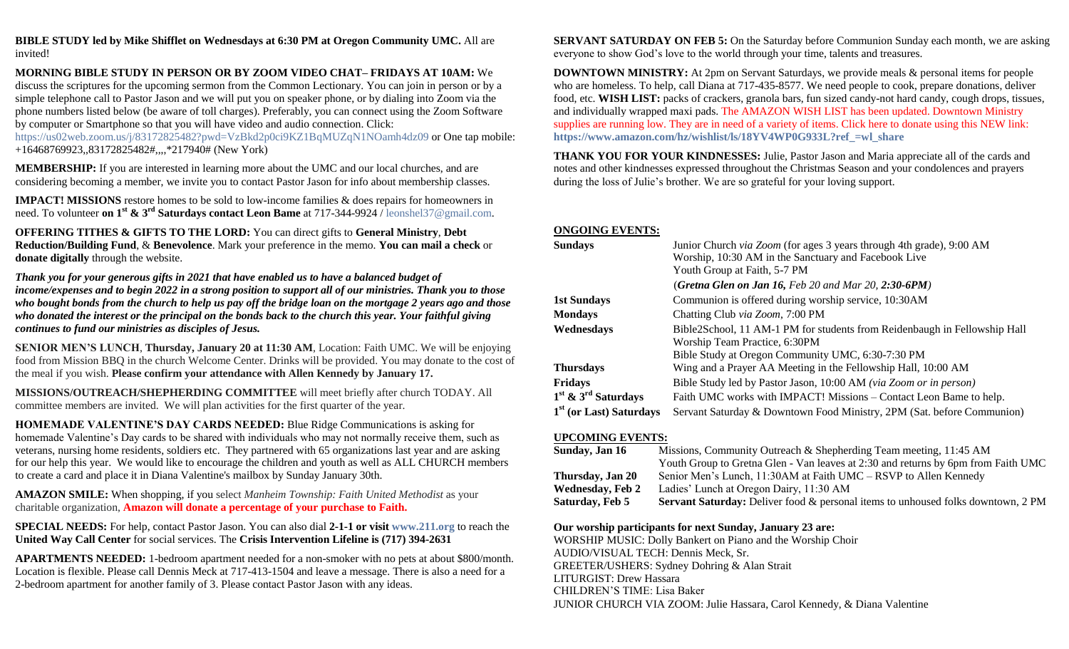**BIBLE STUDY led by Mike Shifflet on Wednesdays at 6:30 PM at Oregon Community UMC.** All are invited!

**MORNING BIBLE STUDY IN PERSON OR BY ZOOM VIDEO CHAT– FRIDAYS AT 10AM:** We discuss the scriptures for the upcoming sermon from the Common Lectionary. You can join in person or by a simple telephone call to Pastor Jason and we will put you on speaker phone, or by dialing into Zoom via the phone numbers listed below (be aware of toll charges). Preferably, you can connect using the Zoom Software by computer or Smartphone so that you will have video and audio connection. Click: https://us02web.zoom.us/j/83172825482?pwd=VzBkd2p0ci9KZ1BqMUZqN1NOamh4dz09 or One tap mobile: +16468769923,,83172825482#,,,,*217940# (New York)

**MEMBERSHIP:** If you are interested in learning more about the UMC and our local churches, and are considering becoming a member, we invite you to contact Pastor Jason for info about membership classes.

**IMPACT! MISSIONS** restore homes to be sold to low-income families & does repairs for homeowners in need. To volunteer **on 1st & 3rd Saturdays contact Leon Bame** at 717-344-9924 / leonshel37@gmail.com.

**OFFERING TITHES & GIFTS TO THE LORD:** You can direct gifts to **General Ministry**, **Debt Reduction/Building Fund**, & **Benevolence**. Mark your preference in the memo. **You can mail a check** or **donate digitally** through the website.

***Thank you for your generous gifts in 2021 that have enabled us to have a balanced budget of income/expenses and to begin 2022 in a strong position to support all of our ministries. Thank you to those who bought bonds from the church to help us pay off the bridge loan on the mortgage 2 years ago and those who donated the interest or the principal on the bonds back to the church this year. Your faithful giving continues to fund our ministries as disciples of Jesus.***

**SENIOR MEN'S LUNCH**, **Thursday, January 20 at 11:30 AM**, Location: Faith UMC. We will be enjoying food from Mission BBQ in the church Welcome Center. Drinks will be provided. You may donate to the cost of the meal if you wish. **Please confirm your attendance with Allen Kennedy by January 17.**

**MISSIONS/OUTREACH/SHEPHERDING COMMITTEE** will meet briefly after church TODAY. All committee members are invited. We will plan activities for the first quarter of the year.

**HOMEMADE VALENTINE'S DAY CARDS NEEDED:** Blue Ridge Communications is asking for homemade Valentine's Day cards to be shared with individuals who may not normally receive them, such as veterans, nursing home residents, soldiers etc. They partnered with 65 organizations last year and are asking for our help this year. We would like to encourage the children and youth as well as ALL CHURCH members to create a card and place it in Diana Valentine's mailbox by Sunday January 30th.

**AMAZON SMILE:** When shopping, if you select *Manheim Township: Faith United Methodist* as your charitable organization, **Amazon will donate a percentage of your purchase to Faith.**

**SPECIAL NEEDS:** For help, contact Pastor Jason. You can also dial **2-1-1 or visit www.211.org** to reach the **United Way Call Center** for social services. The **Crisis Intervention Lifeline is (717) 394-2631**

**APARTMENTS NEEDED:** 1-bedroom apartment needed for a non-smoker with no pets at about $800/month. Location is flexible. Please call Dennis Meck at 717-413-1504 and leave a message. There is also a need for a 2-bedroom apartment for another family of 3. Please contact Pastor Jason with any ideas.

**SERVANT SATURDAY ON FEB 5:** On the Saturday before Communion Sunday each month, we are asking everyone to show God's love to the world through your time, talents and treasures.

**DOWNTOWN MINISTRY:** At 2pm on Servant Saturdays, we provide meals & personal items for people who are homeless. To help, call Diana at 717-435-8577. We need people to cook, prepare donations, deliver food, etc. **WISH LIST:** packs of crackers, granola bars, fun sized candy-not hard candy, cough drops, tissues, and individually wrapped maxi pads. The AMAZON WISH LIST has been updated. Downtown Ministry supplies are running low. They are in need of a variety of items. Click here to donate using this NEW link: **https://www.amazon.com/hz/wishlist/ls/18YV4WP0G933L?ref_=wl_share**

**THANK YOU FOR YOUR KINDNESSES:** Julie, Pastor Jason and Maria appreciate all of the cards and notes and other kindnesses expressed throughout the Christmas Season and your condolences and prayers during the loss of Julie's brother. We are so grateful for your loving support.

**ONGOING EVENTS:**

| | |
|---|---|
| **Sundays** | Junior Church *via Zoom* (for ages 3 years through 4th grade), 9:00 AM<br>Worship, 10:30 AM in the Sanctuary and Facebook Live<br>Youth Group at Faith, 5-7 PM<br>(***Gretna Glen on Jan 16,*** *Feb 20 and Mar 20,* ***2:30-6PM****)* |
| **1st Sundays** | Communion is offered during worship service, 10:30AM |
| **Mondays** | Chatting Club *via Zoom*, 7:00 PM |
| **Wednesdays** | Bible2School, 11 AM-1 PM for students from Reidenbaugh in Fellowship Hall<br>Worship Team Practice, 6:30PM<br>Bible Study at Oregon Community UMC, 6:30-7:30 PM |
| **Thursdays** | Wing and a Prayer AA Meeting in the Fellowship Hall, 10:00 AM |
| **Fridays** | Bible Study led by Pastor Jason, 10:00 AM *(via Zoom or in person)* |
| **1st & 3rd Saturdays** | Faith UMC works with IMPACT! Missions – Contact Leon Bame to help. |
| **1st (or Last) Saturdays** | Servant Saturday & Downtown Food Ministry, 2PM (Sat. before Communion) |

**UPCOMING EVENTS:**

| | |
|---|---|
| **Sunday, Jan 16** | Missions, Community Outreach & Shepherding Team meeting, 11:45 AM<br>Youth Group to Gretna Glen - Van leaves at 2:30 and returns by 6pm from Faith UMC |
| **Thursday, Jan 20** | Senior Men's Lunch, 11:30AM at Faith UMC – RSVP to Allen Kennedy |
| **Wednesday, Feb 2** | Ladies' Lunch at Oregon Dairy, 11:30 AM |
| **Saturday, Feb 5** | **Servant Saturday:** Deliver food & personal items to unhoused folks downtown, 2 PM |

**Our worship participants for next Sunday, January 23 are:**

WORSHIP MUSIC: Dolly Bankert on Piano and the Worship Choir
AUDIO/VISUAL TECH: Dennis Meck, Sr.
GREETER/USHERS: Sydney Dohring & Alan Strait
LITURGIST: Drew Hassara
CHILDREN'S TIME: Lisa Baker
JUNIOR CHURCH VIA ZOOM: Julie Hassara, Carol Kennedy, & Diana Valentine